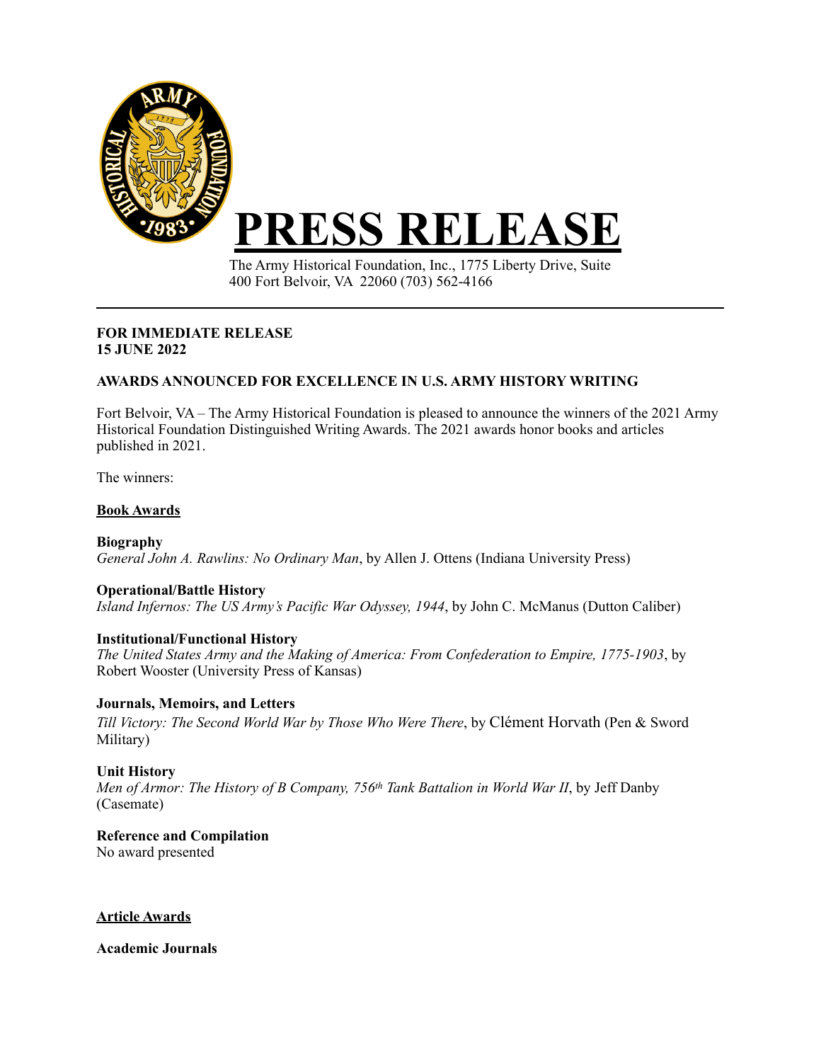# PRESS RELEASE

The Army Historical Foundation, Inc., 1775 Liberty Drive, Suite 400 Fort Belvoir, VA 22060 (703) 562-4166

**FOR IMMEDIATE RELEASE**
**15 JUNE 2022**

**AWARDS ANNOUNCED FOR EXCELLENCE IN U.S. ARMY HISTORY WRITING**

Fort Belvoir, VA – The Army Historical Foundation is pleased to announce the winners of the 2021 Army Historical Foundation Distinguished Writing Awards. The 2021 awards honor books and articles published in 2021.

The winners:

## Book Awards

**Biography**
*General John A. Rawlins: No Ordinary Man*, by Allen J. Ottens (Indiana University Press)

**Operational/Battle History**
*Island Infernos: The US Army's Pacific War Odyssey, 1944*, by John C. McManus (Dutton Caliber)

**Institutional/Functional History**
*The United States Army and the Making of America: From Confederation to Empire, 1775-1903*, by Robert Wooster (University Press of Kansas)

**Journals, Memoirs, and Letters**
*Till Victory: The Second World War by Those Who Were There*, by Clément Horvath (Pen & Sword Military)

**Unit History**
*Men of Armor: The History of B Company, 756th Tank Battalion in World War II*, by Jeff Danby (Casemate)

**Reference and Compilation**
No award presented

## Article Awards

**Academic Journals**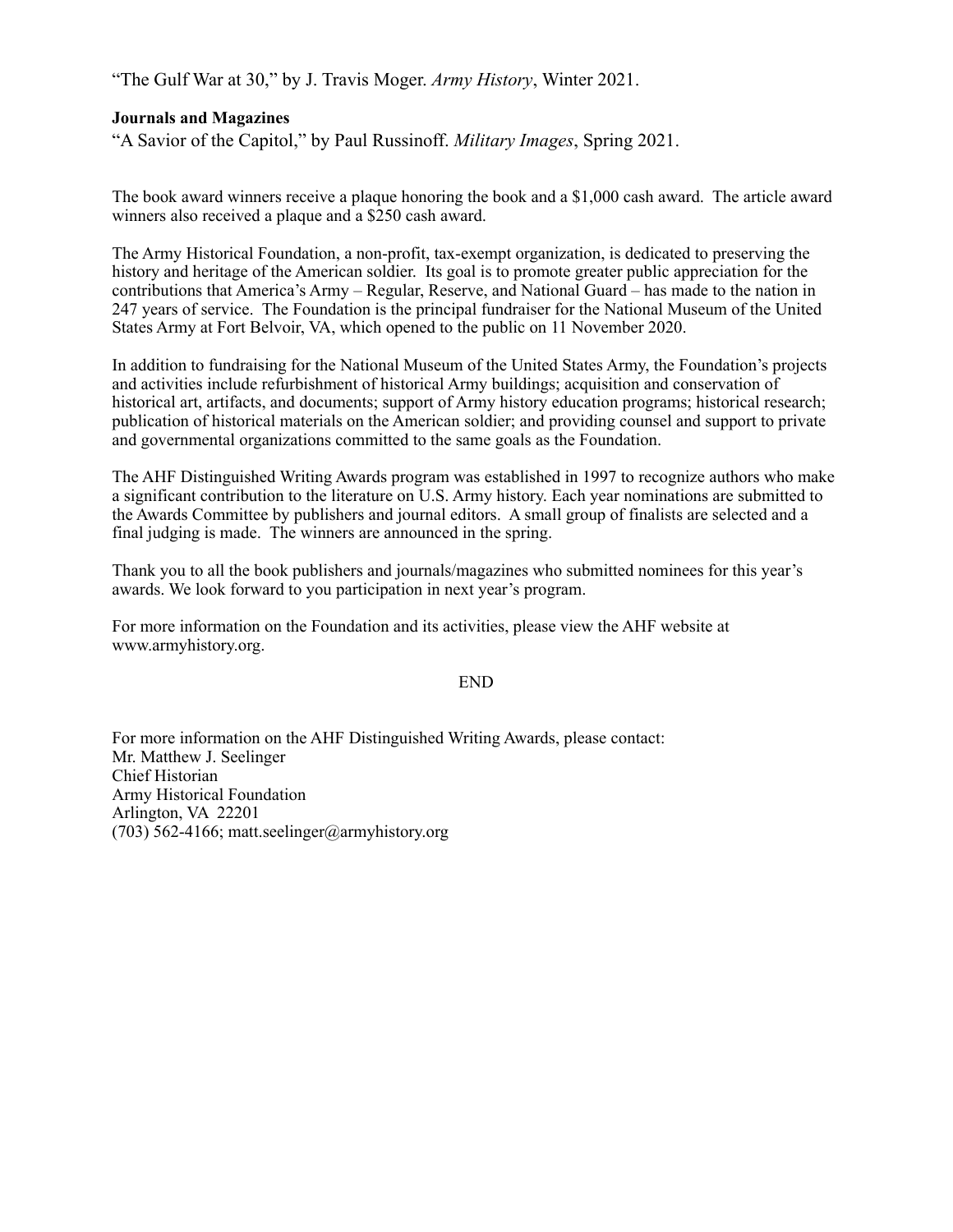"The Gulf War at 30," by J. Travis Moger. *Army History*, Winter 2021.

**Journals and Magazines**

"A Savior of the Capitol," by Paul Russinoff. *Military Images*, Spring 2021.

The book award winners receive a plaque honoring the book and a $1,000 cash award. The article award winners also received a plaque and a $250 cash award.

The Army Historical Foundation, a non-profit, tax-exempt organization, is dedicated to preserving the history and heritage of the American soldier. Its goal is to promote greater public appreciation for the contributions that America's Army – Regular, Reserve, and National Guard – has made to the nation in 247 years of service. The Foundation is the principal fundraiser for the National Museum of the United States Army at Fort Belvoir, VA, which opened to the public on 11 November 2020.

In addition to fundraising for the National Museum of the United States Army, the Foundation's projects and activities include refurbishment of historical Army buildings; acquisition and conservation of historical art, artifacts, and documents; support of Army history education programs; historical research; publication of historical materials on the American soldier; and providing counsel and support to private and governmental organizations committed to the same goals as the Foundation.

The AHF Distinguished Writing Awards program was established in 1997 to recognize authors who make a significant contribution to the literature on U.S. Army history. Each year nominations are submitted to the Awards Committee by publishers and journal editors. A small group of finalists are selected and a final judging is made. The winners are announced in the spring.

Thank you to all the book publishers and journals/magazines who submitted nominees for this year's awards. We look forward to you participation in next year's program.

For more information on the Foundation and its activities, please view the AHF website at www.armyhistory.org.

END

For more information on the AHF Distinguished Writing Awards, please contact:
Mr. Matthew J. Seelinger
Chief Historian
Army Historical Foundation
Arlington, VA 22201
(703) 562-4166; matt.seelinger@armyhistory.org